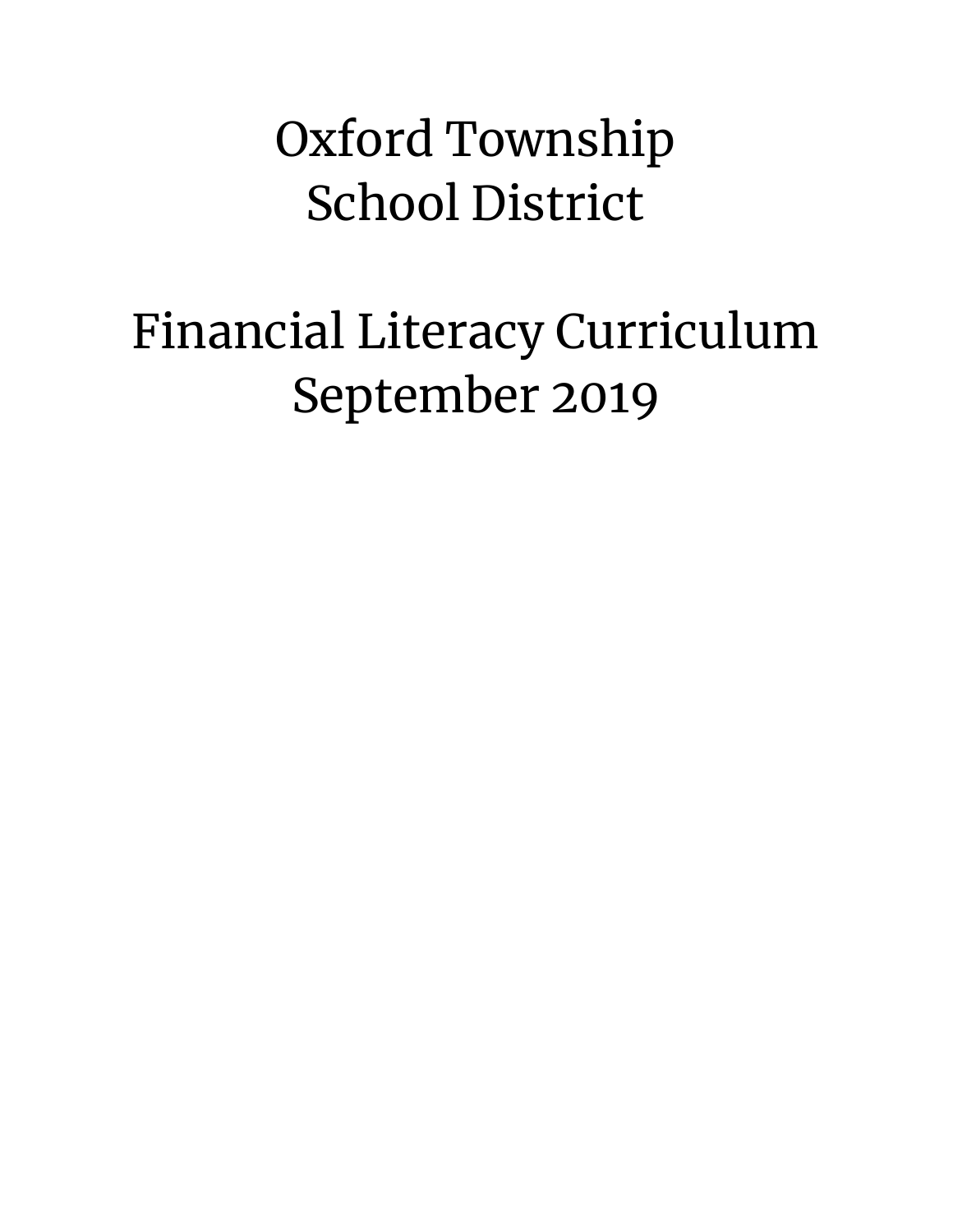# Oxford Township School District

# Financial Literacy Curriculum September 2019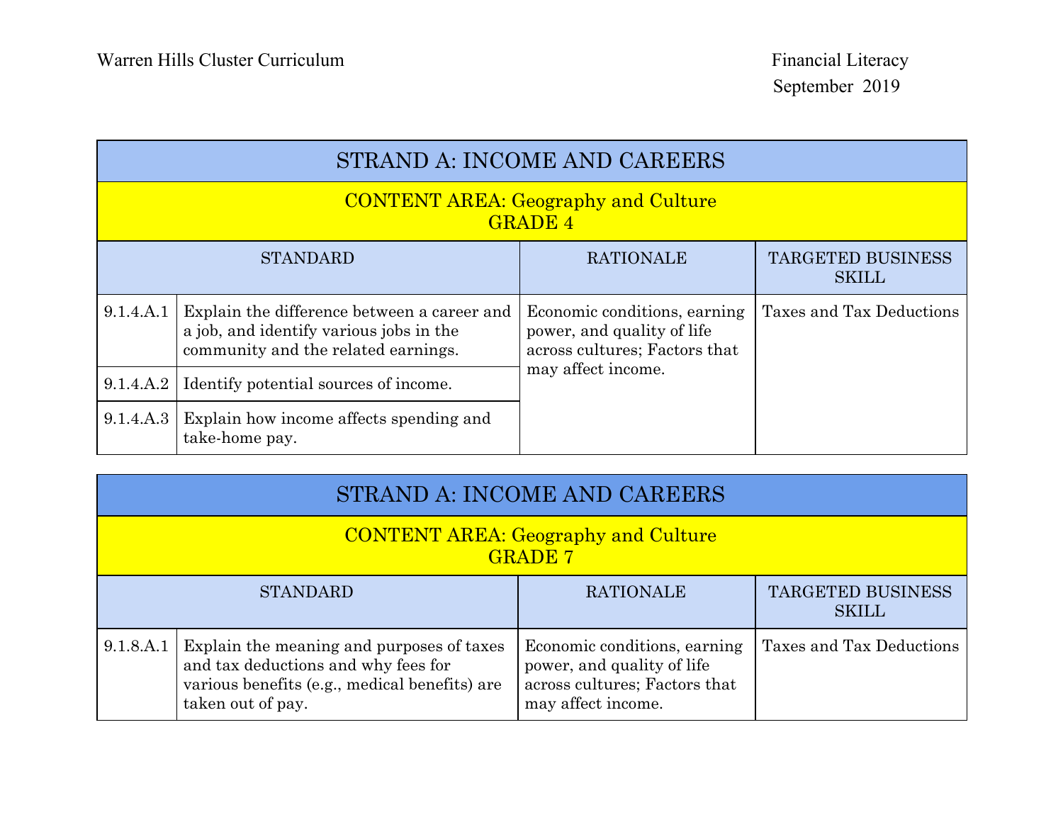| STRAND A: INCOME AND CAREERS | | | |
|---|---|---|---|
| CONTENT AREA: Geography and Culture<br>GRADE 4 | | | |
| STANDARD | | RATIONALE | TARGETED BUSINESS SKILL |
| 9.1.4.A.1 | Explain the difference between a career and a job, and identify various jobs in the community and the related earnings. | Economic conditions, earning power, and quality of life across cultures; Factors that may affect income. | Taxes and Tax Deductions |
| 9.1.4.A.2 | Identify potential sources of income. | | |
| 9.1.4.A.3 | Explain how income affects spending and take-home pay. | | |

| STRAND A: INCOME AND CAREERS | | | |
|---|---|---|---|
| CONTENT AREA: Geography and Culture<br>GRADE 7 | | | |
| STANDARD | | RATIONALE | TARGETED BUSINESS SKILL |
| 9.1.8.A.1 | Explain the meaning and purposes of taxes and tax deductions and why fees for various benefits (e.g., medical benefits) are taken out of pay. | Economic conditions, earning power, and quality of life across cultures; Factors that may affect income. | Taxes and Tax Deductions |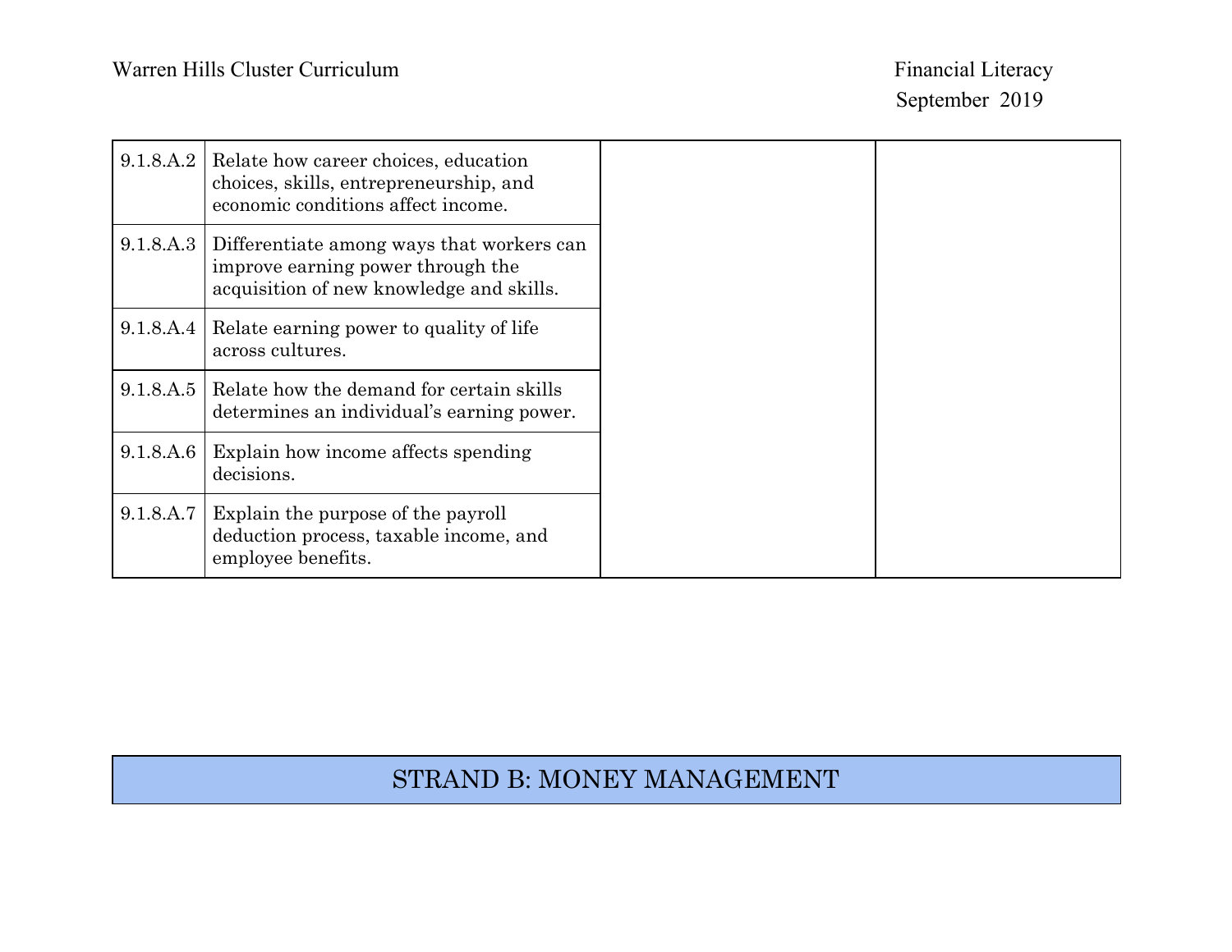| | | | |
|---|---|---|---|
| 9.1.8.A.2 | Relate how career choices, education choices, skills, entrepreneurship, and economic conditions affect income. | | |
| 9.1.8.A.3 | Differentiate among ways that workers can improve earning power through the acquisition of new knowledge and skills. | | |
| 9.1.8.A.4 | Relate earning power to quality of life across cultures. | | |
| 9.1.8.A.5 | Relate how the demand for certain skills determines an individual's earning power. | | |
| 9.1.8.A.6 | Explain how income affects spending decisions. | | |
| 9.1.8.A.7 | Explain the purpose of the payroll deduction process, taxable income, and employee benefits. | | |

## STRAND B: MONEY MANAGEMENT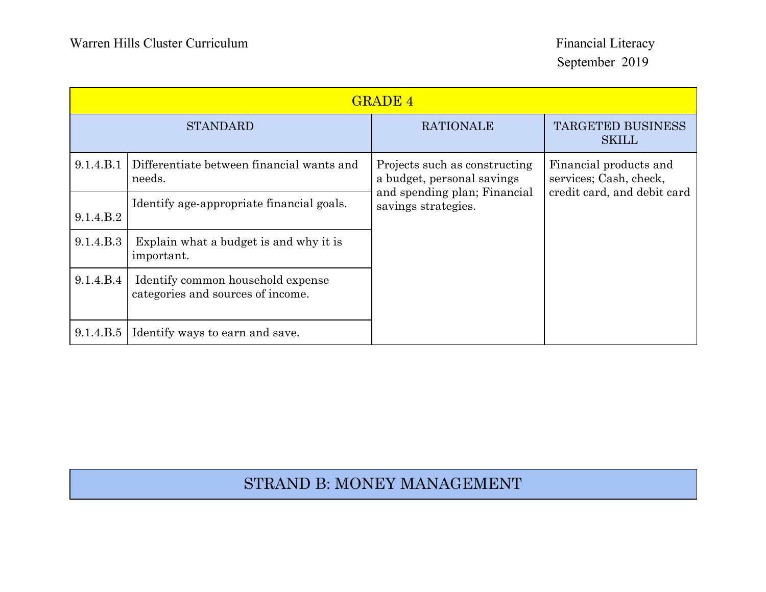| GRADE 4 | | | |
|---|---|---|---|
| STANDARD | | RATIONALE | TARGETED BUSINESS SKILL |
| 9.1.4.B.1 | Differentiate between financial wants and needs. | Projects such as constructing a budget, personal savings and spending plan; Financial savings strategies. | Financial products and services; Cash, check, credit card, and debit card |
| 9.1.4.B.2 | Identify age-appropriate financial goals. | | |
| 9.1.4.B.3 | Explain what a budget is and why it is important. | | |
| 9.1.4.B.4 | Identify common household expense categories and sources of income. | | |
| 9.1.4.B.5 | Identify ways to earn and save. | | |

## STRAND B: MONEY MANAGEMENT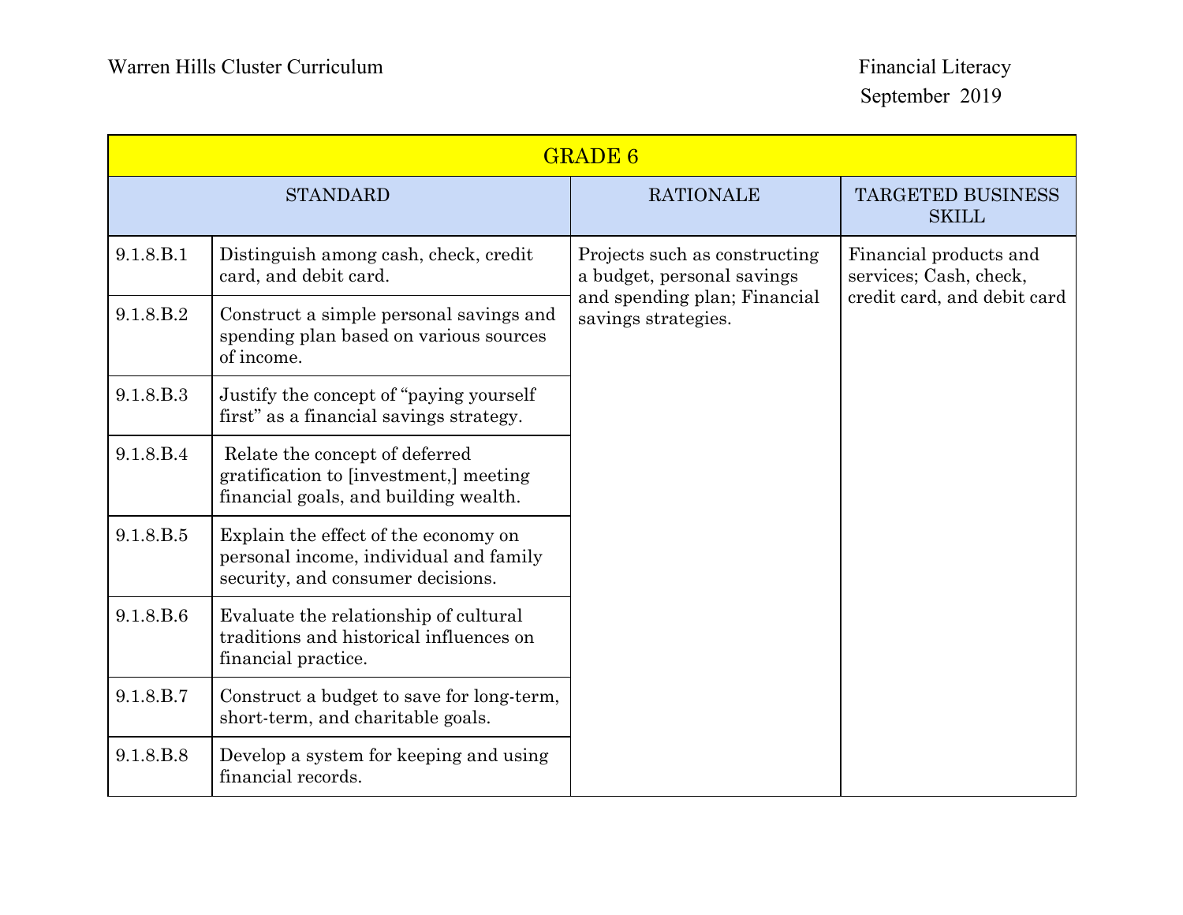| GRADE 6 | | | |
|---|---|---|---|
| STANDARD | | RATIONALE | TARGETED BUSINESS SKILL |
| 9.1.8.B.1 | Distinguish among cash, check, credit card, and debit card. | Projects such as constructing a budget, personal savings and spending plan; Financial savings strategies. | Financial products and services; Cash, check, credit card, and debit card |
| 9.1.8.B.2 | Construct a simple personal savings and spending plan based on various sources of income. | | |
| 9.1.8.B.3 | Justify the concept of "paying yourself first" as a financial savings strategy. | | |
| 9.1.8.B.4 | Relate the concept of deferred gratification to [investment,] meeting financial goals, and building wealth. | | |
| 9.1.8.B.5 | Explain the effect of the economy on personal income, individual and family security, and consumer decisions. | | |
| 9.1.8.B.6 | Evaluate the relationship of cultural traditions and historical influences on financial practice. | | |
| 9.1.8.B.7 | Construct a budget to save for long-term, short-term, and charitable goals. | | |
| 9.1.8.B.8 | Develop a system for keeping and using financial records. | | |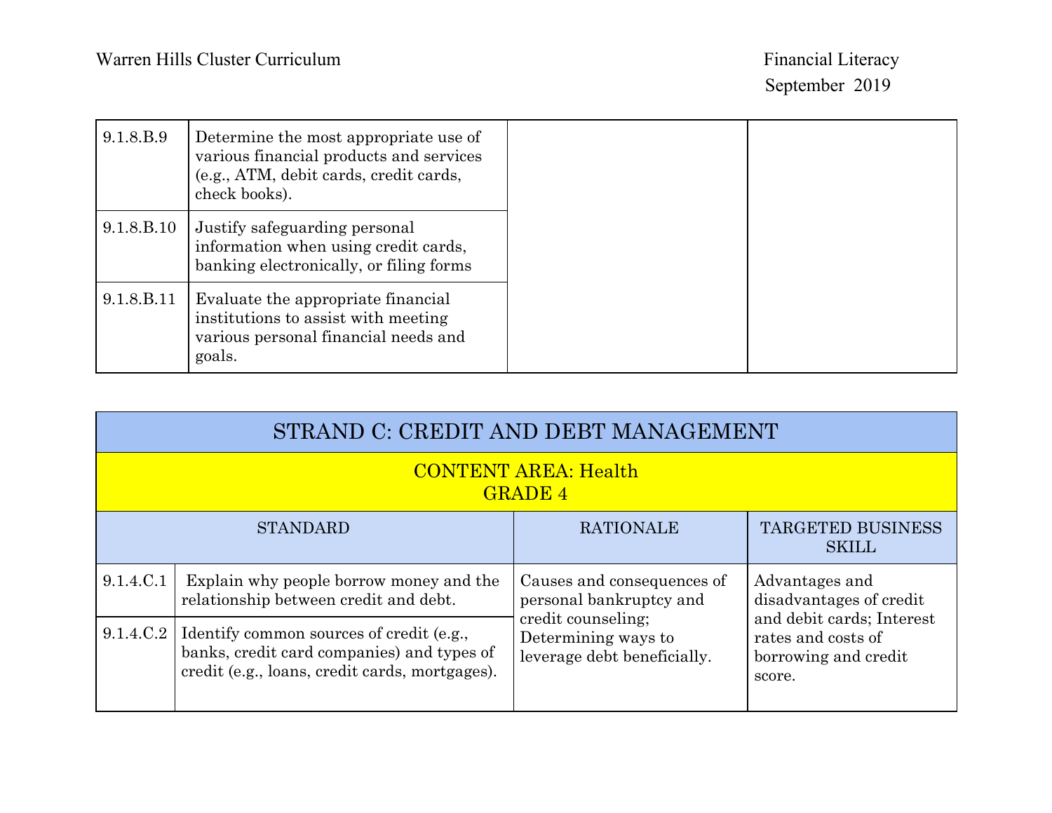| | | | |
|---|---|---|---|
| 9.1.8.B.9 | Determine the most appropriate use of various financial products and services (e.g., ATM, debit cards, credit cards, check books). | | |
| 9.1.8.B.10 | Justify safeguarding personal information when using credit cards, banking electronically, or filing forms | | |
| 9.1.8.B.11 | Evaluate the appropriate financial institutions to assist with meeting various personal financial needs and goals. | | |

| STRAND C: CREDIT AND DEBT MANAGEMENT | | | |
|---|---|---|---|
| CONTENT AREA: Health<br>GRADE 4 | | | |
| STANDARD | | RATIONALE | TARGETED BUSINESS SKILL |
| 9.1.4.C.1 | Explain why people borrow money and the relationship between credit and debt. | Causes and consequences of personal bankruptcy and credit counseling; Determining ways to leverage debt beneficially. | Advantages and disadvantages of credit and debit cards; Interest rates and costs of borrowing and credit score. |
| 9.1.4.C.2 | Identify common sources of credit (e.g., banks, credit card companies) and types of credit (e.g., loans, credit cards, mortgages). | | |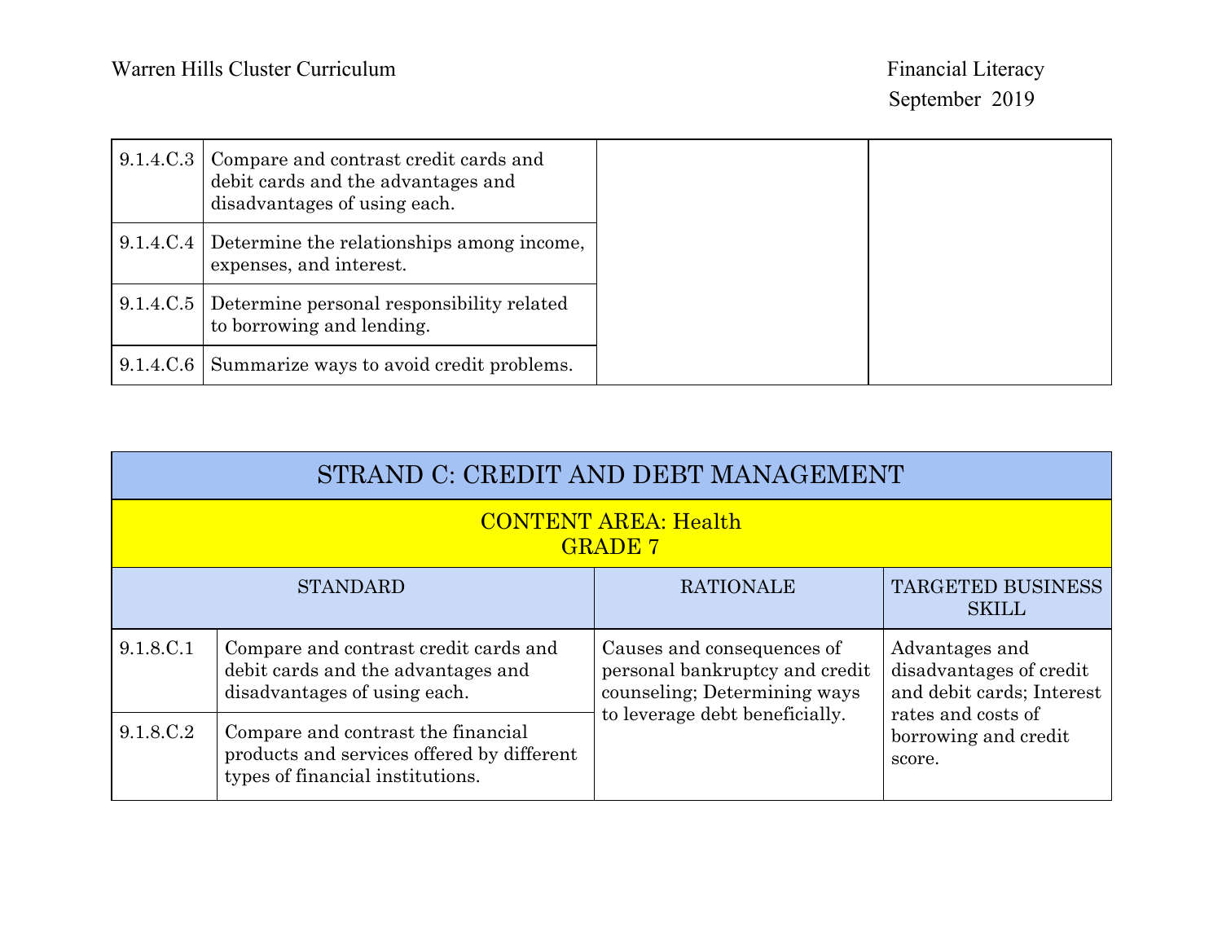| | | | |
|---|---|---|---|
| 9.1.4.C.3 | Compare and contrast credit cards and debit cards and the advantages and disadvantages of using each. | | |
| 9.1.4.C.4 | Determine the relationships among income, expenses, and interest. | | |
| 9.1.4.C.5 | Determine personal responsibility related to borrowing and lending. | | |
| 9.1.4.C.6 | Summarize ways to avoid credit problems. | | |

## STRAND C: CREDIT AND DEBT MANAGEMENT

### CONTENT AREA: Health
### GRADE 7

| STANDARD | | RATIONALE | TARGETED BUSINESS SKILL |
|---|---|---|---|
| 9.1.8.C.1 | Compare and contrast credit cards and debit cards and the advantages and disadvantages of using each. | Causes and consequences of personal bankruptcy and credit counseling; Determining ways to leverage debt beneficially. | Advantages and disadvantages of credit and debit cards; Interest rates and costs of borrowing and credit score. |
| 9.1.8.C.2 | Compare and contrast the financial products and services offered by different types of financial institutions. | | |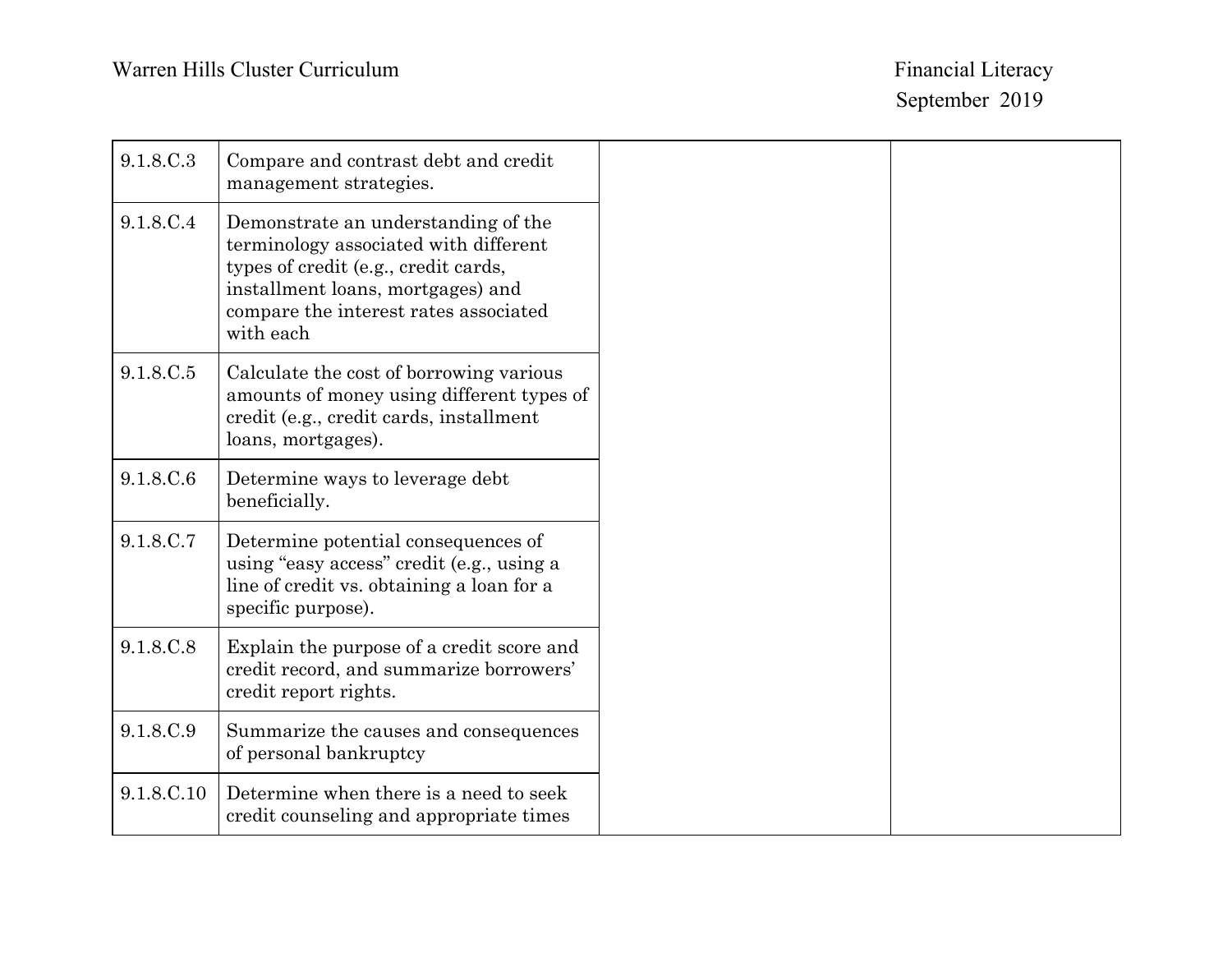| | | | |
|---|---|---|---|
| 9.1.8.C.3 | Compare and contrast debt and credit management strategies. | | |
| 9.1.8.C.4 | Demonstrate an understanding of the terminology associated with different types of credit (e.g., credit cards, installment loans, mortgages) and compare the interest rates associated with each | | |
| 9.1.8.C.5 | Calculate the cost of borrowing various amounts of money using different types of credit (e.g., credit cards, installment loans, mortgages). | | |
| 9.1.8.C.6 | Determine ways to leverage debt beneficially. | | |
| 9.1.8.C.7 | Determine potential consequences of using "easy access" credit (e.g., using a line of credit vs. obtaining a loan for a specific purpose). | | |
| 9.1.8.C.8 | Explain the purpose of a credit score and credit record, and summarize borrowers' credit report rights. | | |
| 9.1.8.C.9 | Summarize the causes and consequences of personal bankruptcy | | |
| 9.1.8.C.10 | Determine when there is a need to seek credit counseling and appropriate times | | |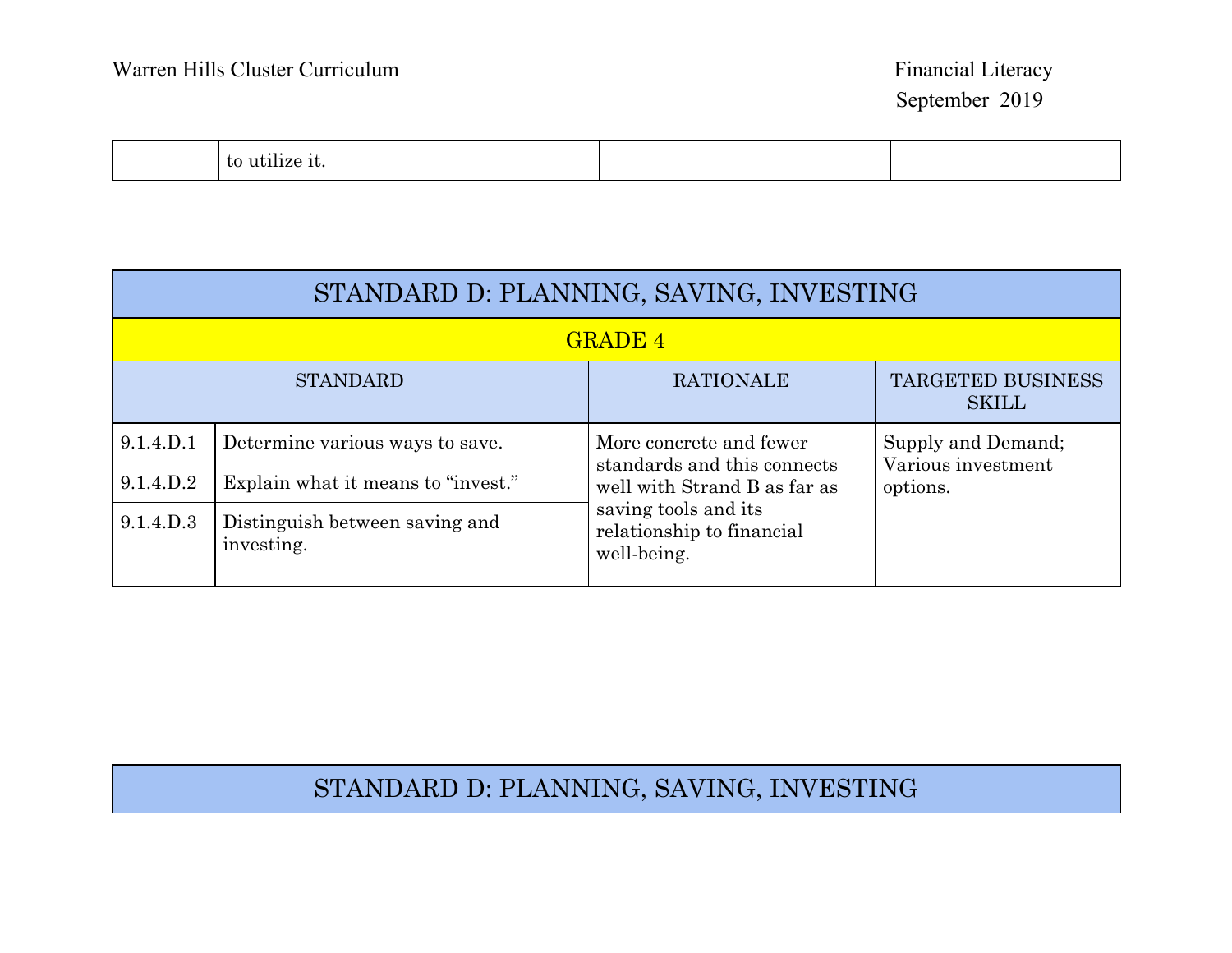| | to utilize it. | | |
|---|---|---|---|

| STANDARD D: PLANNING, SAVING, INVESTING | | | |
|---|---|---|---|
| GRADE 4 | | | |
| STANDARD | | RATIONALE | TARGETED BUSINESS SKILL |
| 9.1.4.D.1 | Determine various ways to save. | More concrete and fewer standards and this connects well with Strand B as far as saving tools and its relationship to financial well-being. | Supply and Demand; Various investment options. |
| 9.1.4.D.2 | Explain what it means to "invest." | | |
| 9.1.4.D.3 | Distinguish between saving and investing. | | |

| STANDARD D: PLANNING, SAVING, INVESTING |
|---|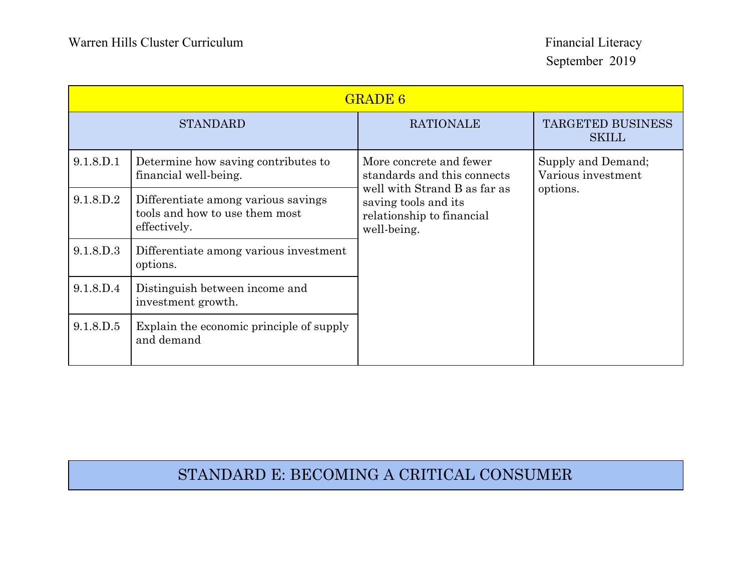| GRADE 6 | | | |
|---|---|---|---|
| STANDARD | | RATIONALE | TARGETED BUSINESS SKILL |
| 9.1.8.D.1 | Determine how saving contributes to financial well-being. | More concrete and fewer standards and this connects well with Strand B as far as saving tools and its relationship to financial well-being. | Supply and Demand; Various investment options. |
| 9.1.8.D.2 | Differentiate among various savings tools and how to use them most effectively. | | |
| 9.1.8.D.3 | Differentiate among various investment options. | | |
| 9.1.8.D.4 | Distinguish between income and investment growth. | | |
| 9.1.8.D.5 | Explain the economic principle of supply and demand | | |

## STANDARD E: BECOMING A CRITICAL CONSUMER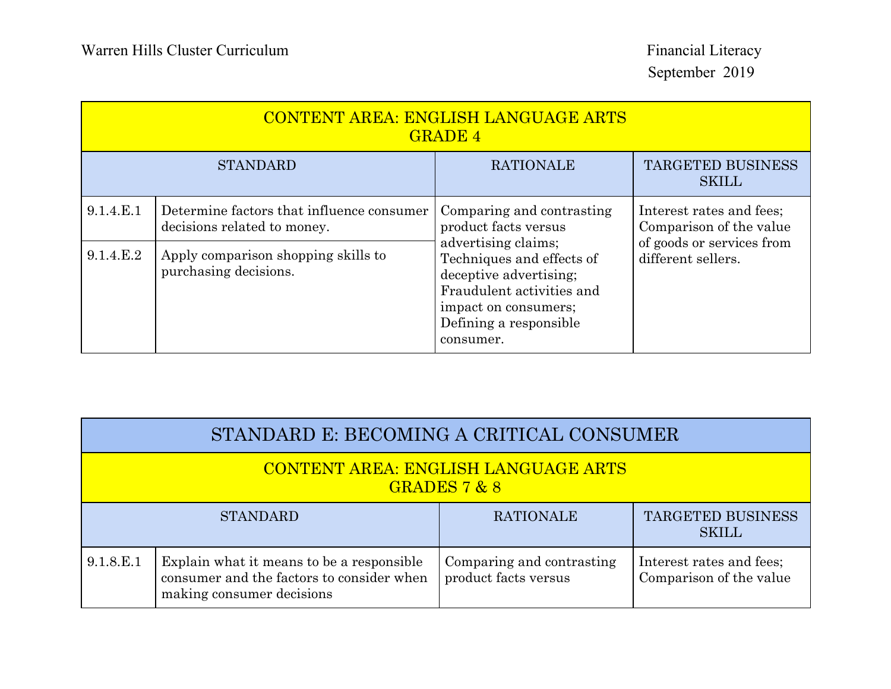| CONTENT AREA: ENGLISH LANGUAGE ARTS<br>GRADE 4 | | | |
|---|---|---|---|
| STANDARD | | RATIONALE | TARGETED BUSINESS SKILL |
| 9.1.4.E.1 | Determine factors that influence consumer decisions related to money. | Comparing and contrasting product facts versus advertising claims; Techniques and effects of deceptive advertising; Fraudulent activities and impact on consumers; Defining a responsible consumer. | Interest rates and fees; Comparison of the value of goods or services from different sellers. |
| 9.1.4.E.2 | Apply comparison shopping skills to purchasing decisions. | | |

## STANDARD E: BECOMING A CRITICAL CONSUMER

| CONTENT AREA: ENGLISH LANGUAGE ARTS<br>GRADES 7 & 8 | | | |
|---|---|---|---|
| STANDARD | | RATIONALE | TARGETED BUSINESS SKILL |
| 9.1.8.E.1 | Explain what it means to be a responsible consumer and the factors to consider when making consumer decisions | Comparing and contrasting product facts versus | Interest rates and fees; Comparison of the value |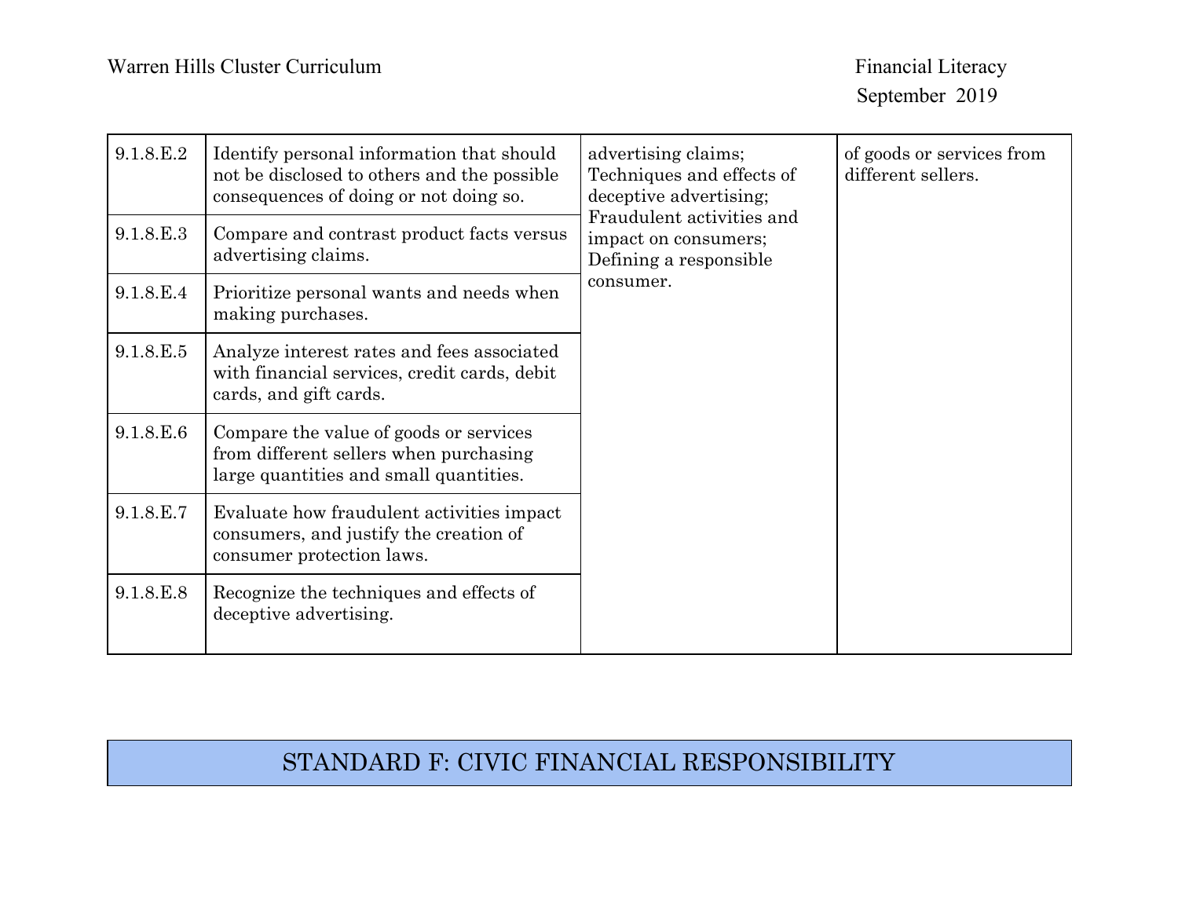| | | | |
|---|---|---|---|
| 9.1.8.E.2 | Identify personal information that should not be disclosed to others and the possible consequences of doing or not doing so. | advertising claims; Techniques and effects of deceptive advertising; Fraudulent activities and impact on consumers; Defining a responsible consumer. | of goods or services from different sellers. |
| 9.1.8.E.3 | Compare and contrast product facts versus advertising claims. | | |
| 9.1.8.E.4 | Prioritize personal wants and needs when making purchases. | | |
| 9.1.8.E.5 | Analyze interest rates and fees associated with financial services, credit cards, debit cards, and gift cards. | | |
| 9.1.8.E.6 | Compare the value of goods or services from different sellers when purchasing large quantities and small quantities. | | |
| 9.1.8.E.7 | Evaluate how fraudulent activities impact consumers, and justify the creation of consumer protection laws. | | |
| 9.1.8.E.8 | Recognize the techniques and effects of deceptive advertising. | | |

## STANDARD F: CIVIC FINANCIAL RESPONSIBILITY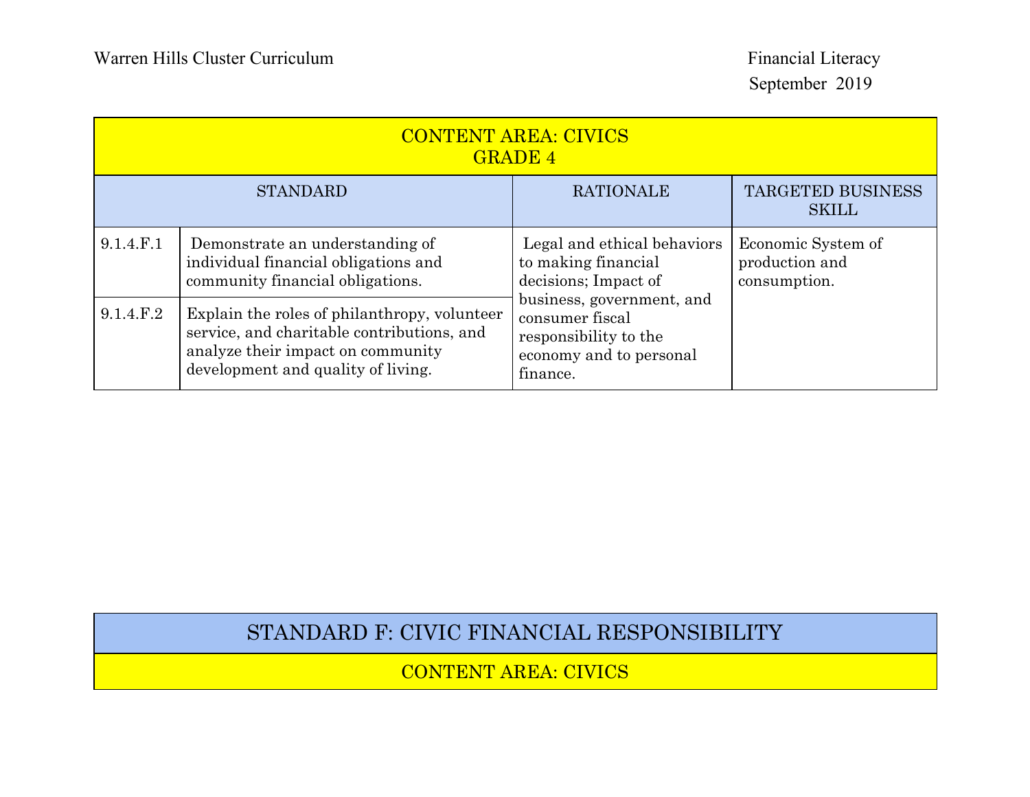| CONTENT AREA: CIVICS GRADE 4 | | | |
|---|---|---|---|
| STANDARD | | RATIONALE | TARGETED BUSINESS SKILL |
| 9.1.4.F.1 | Demonstrate an understanding of individual financial obligations and community financial obligations. | Legal and ethical behaviors to making financial decisions; Impact of business, government, and consumer fiscal responsibility to the economy and to personal finance. | Economic System of production and consumption. |
| 9.1.4.F.2 | Explain the roles of philanthropy, volunteer service, and charitable contributions, and analyze their impact on community development and quality of living. | | |

## STANDARD F: CIVIC FINANCIAL RESPONSIBILITY

### CONTENT AREA: CIVICS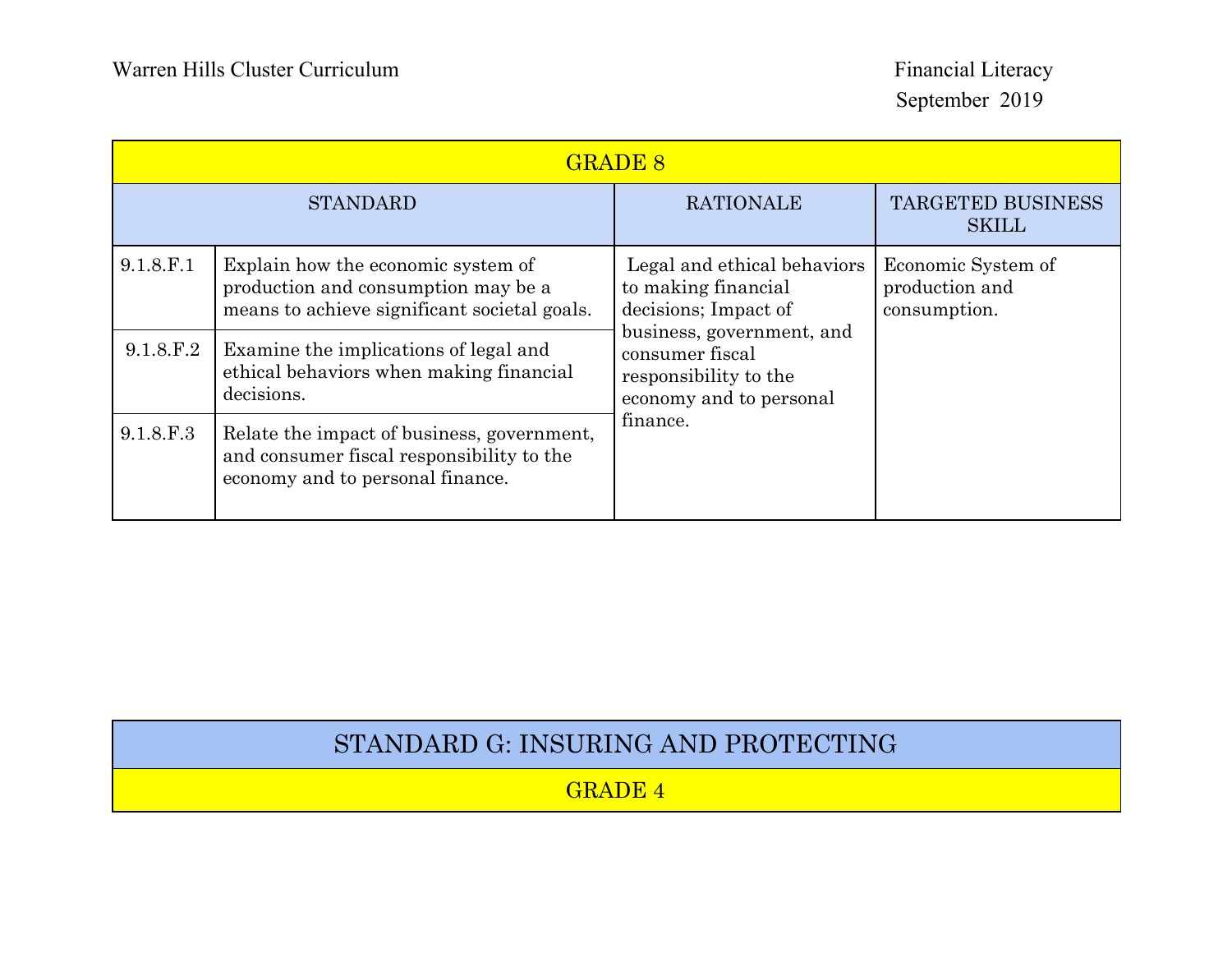| GRADE 8 | | | |
|---|---|---|---|
| STANDARD | | RATIONALE | TARGETED BUSINESS SKILL |
| 9.1.8.F.1 | Explain how the economic system of production and consumption may be a means to achieve significant societal goals. | Legal and ethical behaviors to making financial decisions; Impact of business, government, and consumer fiscal responsibility to the economy and to personal finance. | Economic System of production and consumption. |
| 9.1.8.F.2 | Examine the implications of legal and ethical behaviors when making financial decisions. | | |
| 9.1.8.F.3 | Relate the impact of business, government, and consumer fiscal responsibility to the economy and to personal finance. | | |

## STANDARD G: INSURING AND PROTECTING

### GRADE 4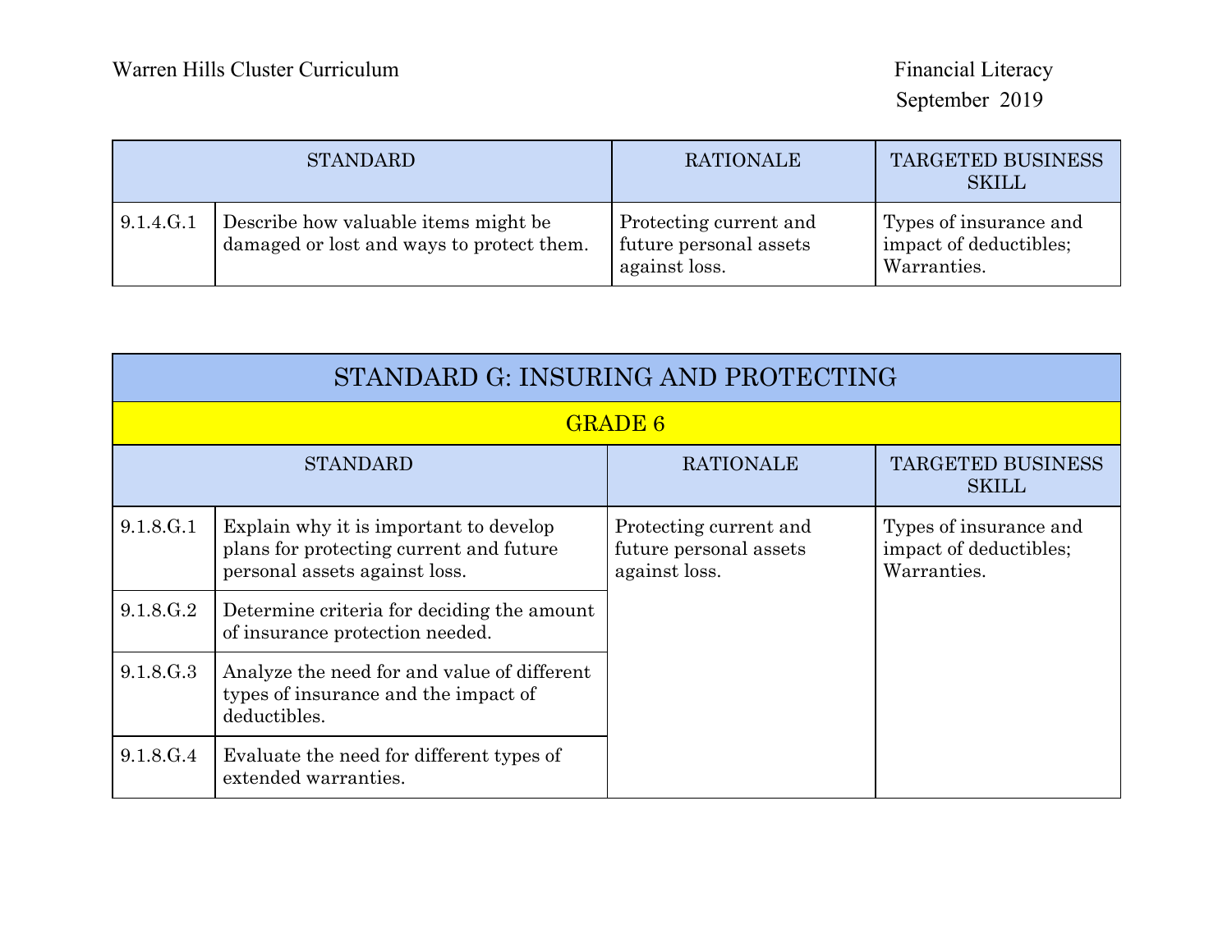| STANDARD | | RATIONALE | TARGETED BUSINESS SKILL |
|---|---|---|---|
| 9.1.4.G.1 | Describe how valuable items might be damaged or lost and ways to protect them. | Protecting current and future personal assets against loss. | Types of insurance and impact of deductibles; Warranties. |

## STANDARD G: INSURING AND PROTECTING

### GRADE 6

| STANDARD | | RATIONALE | TARGETED BUSINESS SKILL |
|---|---|---|---|
| 9.1.8.G.1 | Explain why it is important to develop plans for protecting current and future personal assets against loss. | Protecting current and future personal assets against loss. | Types of insurance and impact of deductibles; Warranties. |
| 9.1.8.G.2 | Determine criteria for deciding the amount of insurance protection needed. | | |
| 9.1.8.G.3 | Analyze the need for and value of different types of insurance and the impact of deductibles. | | |
| 9.1.8.G.4 | Evaluate the need for different types of extended warranties. | | |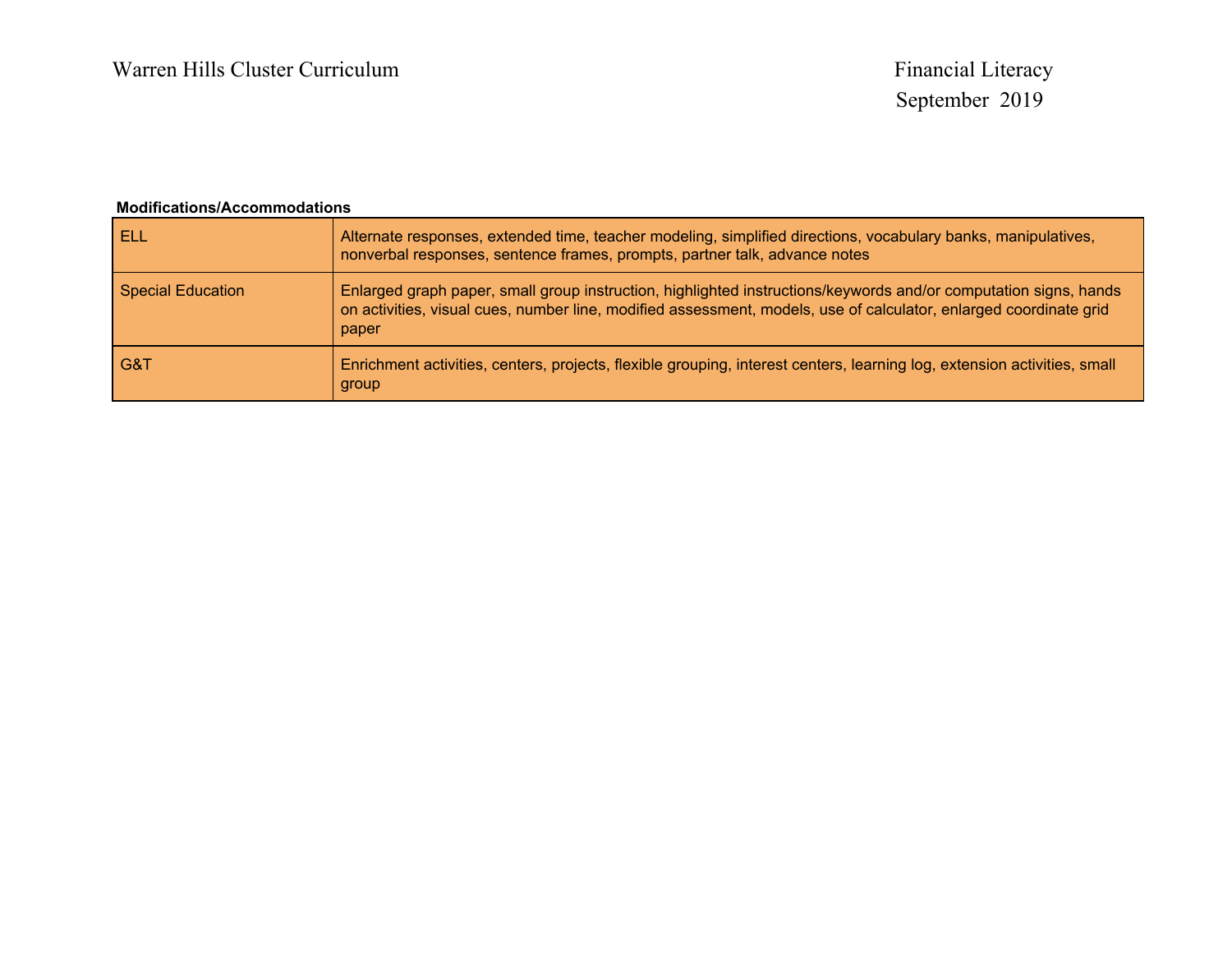**Modifications/Accommodations**

| | |
|---|---|
| ELL | Alternate responses, extended time, teacher modeling, simplified directions, vocabulary banks, manipulatives, nonverbal responses, sentence frames, prompts, partner talk, advance notes |
| Special Education | Enlarged graph paper, small group instruction, highlighted instructions/keywords and/or computation signs, hands on activities, visual cues, number line, modified assessment, models, use of calculator, enlarged coordinate grid paper |
| G&T | Enrichment activities, centers, projects, flexible grouping, interest centers, learning log, extension activities, small group |